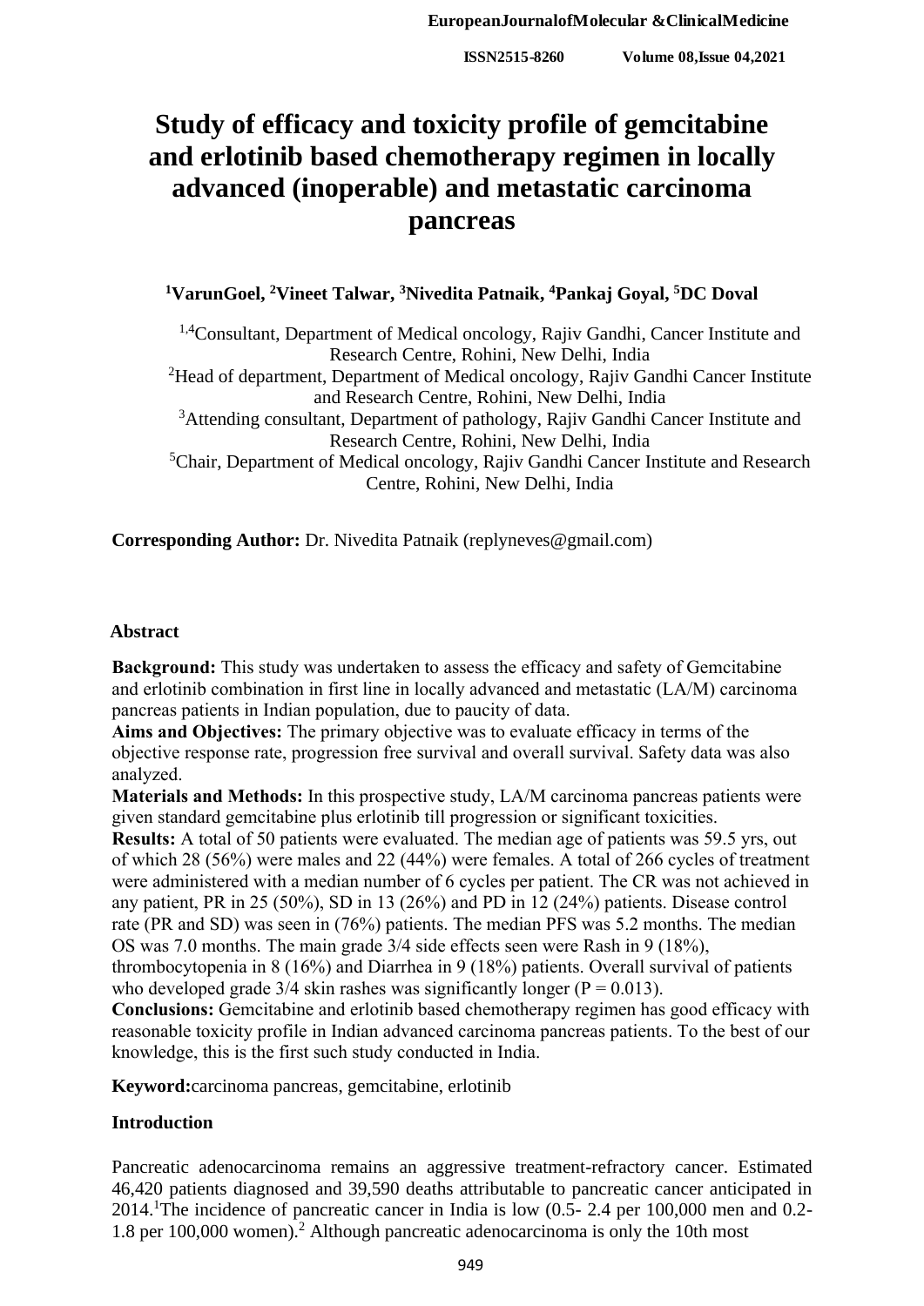# Study of efficacy and toxicity profile of gemcitabine and erlotinib based chemotherapy regimen in locally advanced (inoperable) and metastatic carcinoma pancreas

**[1]VarunGoel, [2]Vineet Talwar, [3]Nivedita Patnaik, [4]Pankaj Goyal, [5]DC Doval**

[1,4]Consultant, Department of Medical oncology, Rajiv Gandhi, Cancer Institute and Research Centre, Rohini, New Delhi, India
[2]Head of department, Department of Medical oncology, Rajiv Gandhi Cancer Institute and Research Centre, Rohini, New Delhi, India
[3]Attending consultant, Department of pathology, Rajiv Gandhi Cancer Institute and Research Centre, Rohini, New Delhi, India
[5]Chair, Department of Medical oncology, Rajiv Gandhi Cancer Institute and Research Centre, Rohini, New Delhi, India

**Corresponding Author:** Dr. Nivedita Patnaik (replyneves@gmail.com)

## Abstract

**Background:** This study was undertaken to assess the efficacy and safety of Gemcitabine and erlotinib combination in first line in locally advanced and metastatic (LA/M) carcinoma pancreas patients in Indian population, due to paucity of data.

**Aims and Objectives:** The primary objective was to evaluate efficacy in terms of the objective response rate, progression free survival and overall survival. Safety data was also analyzed.

**Materials and Methods:** In this prospective study, LA/M carcinoma pancreas patients were given standard gemcitabine plus erlotinib till progression or significant toxicities.

**Results:** A total of 50 patients were evaluated. The median age of patients was 59.5 yrs, out of which 28 (56%) were males and 22 (44%) were females. A total of 266 cycles of treatment were administered with a median number of 6 cycles per patient. The CR was not achieved in any patient, PR in 25 (50%), SD in 13 (26%) and PD in 12 (24%) patients. Disease control rate (PR and SD) was seen in (76%) patients. The median PFS was 5.2 months. The median OS was 7.0 months. The main grade 3/4 side effects seen were Rash in 9 (18%), thrombocytopenia in 8 (16%) and Diarrhea in 9 (18%) patients. Overall survival of patients who developed grade 3/4 skin rashes was significantly longer ($P = 0.013$).

**Conclusions:** Gemcitabine and erlotinib based chemotherapy regimen has good efficacy with reasonable toxicity profile in Indian advanced carcinoma pancreas patients. To the best of our knowledge, this is the first such study conducted in India.

**Keyword:** carcinoma pancreas, gemcitabine, erlotinib

## Introduction

Pancreatic adenocarcinoma remains an aggressive treatment-refractory cancer. Estimated 46,420 patients diagnosed and 39,590 deaths attributable to pancreatic cancer anticipated in 2014.[1] The incidence of pancreatic cancer in India is low (0.5- 2.4 per 100,000 men and 0.2-1.8 per 100,000 women).[2] Although pancreatic adenocarcinoma is only the 10th most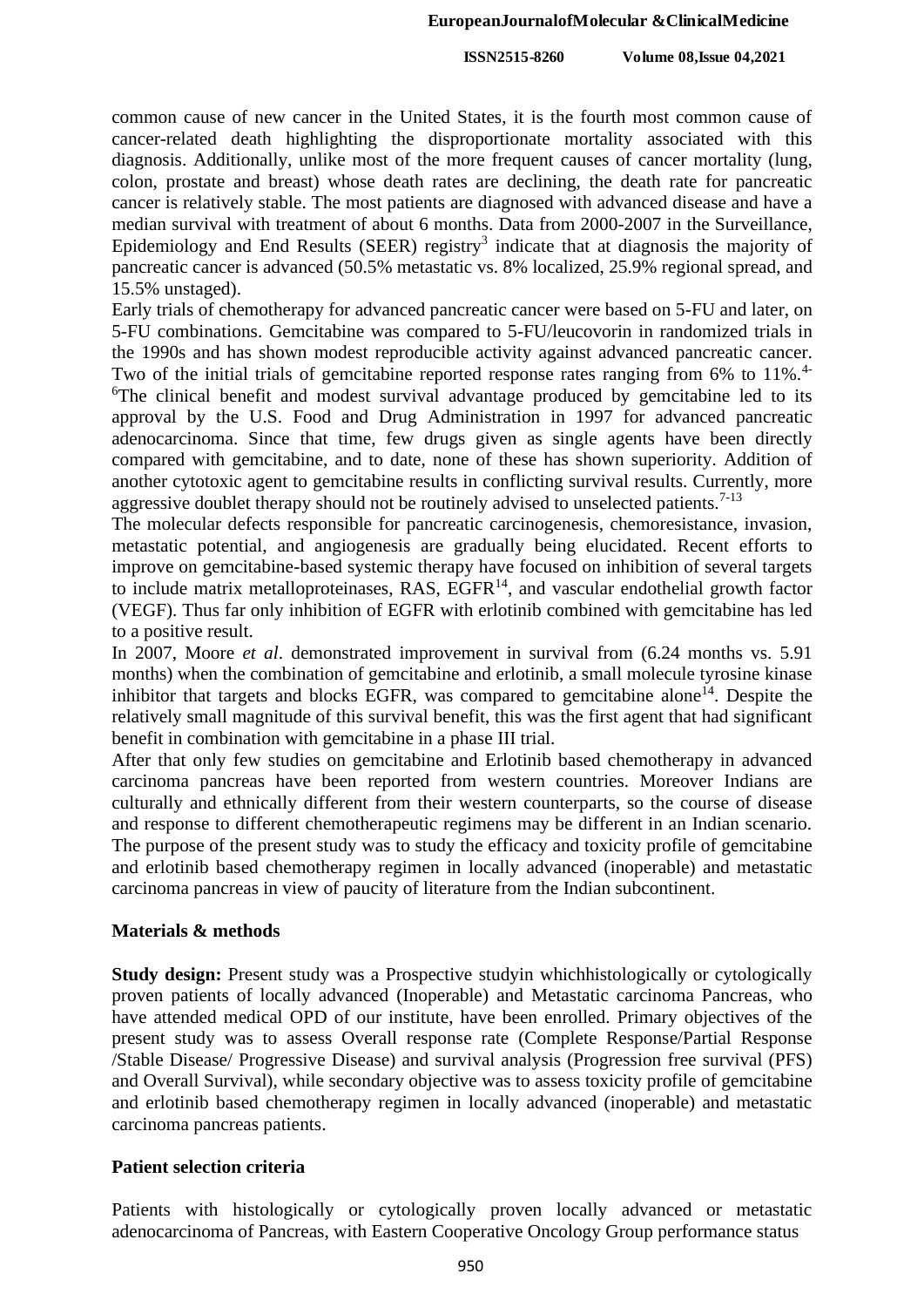common cause of new cancer in the United States, it is the fourth most common cause of cancer-related death highlighting the disproportionate mortality associated with this diagnosis. Additionally, unlike most of the more frequent causes of cancer mortality (lung, colon, prostate and breast) whose death rates are declining, the death rate for pancreatic cancer is relatively stable. The most patients are diagnosed with advanced disease and have a median survival with treatment of about 6 months. Data from 2000-2007 in the Surveillance, Epidemiology and End Results (SEER) registry[3] indicate that at diagnosis the majority of pancreatic cancer is advanced (50.5% metastatic vs. 8% localized, 25.9% regional spread, and 15.5% unstaged).

Early trials of chemotherapy for advanced pancreatic cancer were based on 5-FU and later, on 5-FU combinations. Gemcitabine was compared to 5-FU/leucovorin in randomized trials in the 1990s and has shown modest reproducible activity against advanced pancreatic cancer. Two of the initial trials of gemcitabine reported response rates ranging from 6% to 11%.[4-6]The clinical benefit and modest survival advantage produced by gemcitabine led to its approval by the U.S. Food and Drug Administration in 1997 for advanced pancreatic adenocarcinoma. Since that time, few drugs given as single agents have been directly compared with gemcitabine, and to date, none of these has shown superiority. Addition of another cytotoxic agent to gemcitabine results in conflicting survival results. Currently, more aggressive doublet therapy should not be routinely advised to unselected patients.[7-13]

The molecular defects responsible for pancreatic carcinogenesis, chemoresistance, invasion, metastatic potential, and angiogenesis are gradually being elucidated. Recent efforts to improve on gemcitabine-based systemic therapy have focused on inhibition of several targets to include matrix metalloproteinases, RAS, EGFR[14], and vascular endothelial growth factor (VEGF). Thus far only inhibition of EGFR with erlotinib combined with gemcitabine has led to a positive result.

In 2007, Moore *et al*. demonstrated improvement in survival from (6.24 months vs. 5.91 months) when the combination of gemcitabine and erlotinib, a small molecule tyrosine kinase inhibitor that targets and blocks EGFR, was compared to gemcitabine alone[14]. Despite the relatively small magnitude of this survival benefit, this was the first agent that had significant benefit in combination with gemcitabine in a phase III trial.

After that only few studies on gemcitabine and Erlotinib based chemotherapy in advanced carcinoma pancreas have been reported from western countries. Moreover Indians are culturally and ethnically different from their western counterparts, so the course of disease and response to different chemotherapeutic regimens may be different in an Indian scenario. The purpose of the present study was to study the efficacy and toxicity profile of gemcitabine and erlotinib based chemotherapy regimen in locally advanced (inoperable) and metastatic carcinoma pancreas in view of paucity of literature from the Indian subcontinent.

## Materials & methods

**Study design:** Present study was a Prospective studyin whichhistologically or cytologically proven patients of locally advanced (Inoperable) and Metastatic carcinoma Pancreas, who have attended medical OPD of our institute, have been enrolled. Primary objectives of the present study was to assess Overall response rate (Complete Response/Partial Response /Stable Disease/ Progressive Disease) and survival analysis (Progression free survival (PFS) and Overall Survival), while secondary objective was to assess toxicity profile of gemcitabine and erlotinib based chemotherapy regimen in locally advanced (inoperable) and metastatic carcinoma pancreas patients.

### Patient selection criteria

Patients with histologically or cytologically proven locally advanced or metastatic adenocarcinoma of Pancreas, with Eastern Cooperative Oncology Group performance status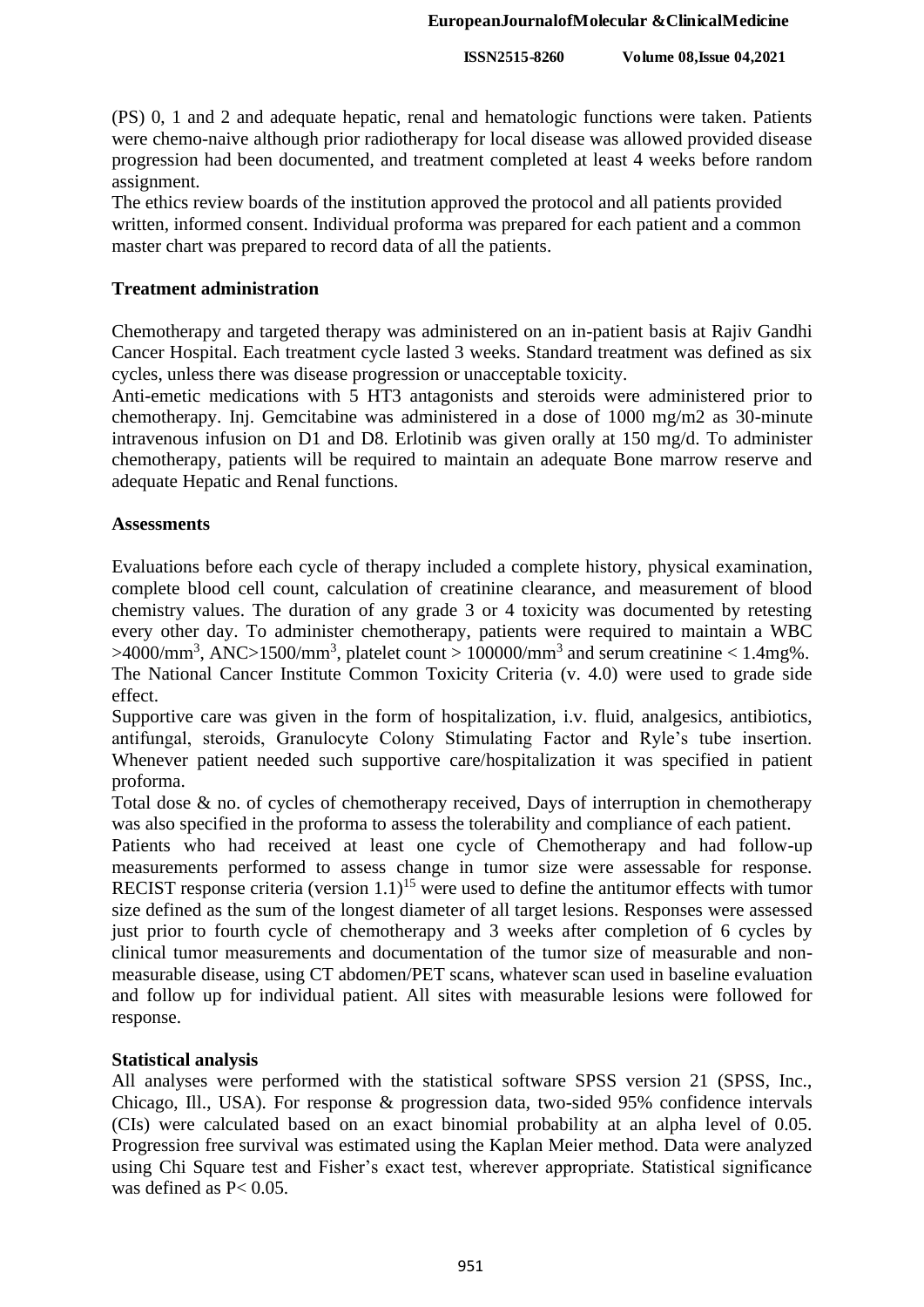(PS) 0, 1 and 2 and adequate hepatic, renal and hematologic functions were taken. Patients were chemo-naive although prior radiotherapy for local disease was allowed provided disease progression had been documented, and treatment completed at least 4 weeks before random assignment.

The ethics review boards of the institution approved the protocol and all patients provided written, informed consent. Individual proforma was prepared for each patient and a common master chart was prepared to record data of all the patients.

## Treatment administration

Chemotherapy and targeted therapy was administered on an in-patient basis at Rajiv Gandhi Cancer Hospital. Each treatment cycle lasted 3 weeks. Standard treatment was defined as six cycles, unless there was disease progression or unacceptable toxicity.

Anti-emetic medications with 5 HT3 antagonists and steroids were administered prior to chemotherapy. Inj. Gemcitabine was administered in a dose of 1000 mg/m2 as 30-minute intravenous infusion on D1 and D8. Erlotinib was given orally at 150 mg/d. To administer chemotherapy, patients will be required to maintain an adequate Bone marrow reserve and adequate Hepatic and Renal functions.

## Assessments

Evaluations before each cycle of therapy included a complete history, physical examination, complete blood cell count, calculation of creatinine clearance, and measurement of blood chemistry values. The duration of any grade 3 or 4 toxicity was documented by retesting every other day. To administer chemotherapy, patients were required to maintain a WBC $>4000/mm^3$, ANC$>1500/mm^3$, platelet count $> 100000/mm^3$ and serum creatinine $< 1.4$mg%. The National Cancer Institute Common Toxicity Criteria (v. 4.0) were used to grade side effect.

Supportive care was given in the form of hospitalization, i.v. fluid, analgesics, antibiotics, antifungal, steroids, Granulocyte Colony Stimulating Factor and Ryle's tube insertion. Whenever patient needed such supportive care/hospitalization it was specified in patient proforma.

Total dose & no. of cycles of chemotherapy received, Days of interruption in chemotherapy was also specified in the proforma to assess the tolerability and compliance of each patient.

Patients who had received at least one cycle of Chemotherapy and had follow-up measurements performed to assess change in tumor size were assessable for response. RECIST response criteria (version 1.1)[15] were used to define the antitumor effects with tumor size defined as the sum of the longest diameter of all target lesions. Responses were assessed just prior to fourth cycle of chemotherapy and 3 weeks after completion of 6 cycles by clinical tumor measurements and documentation of the tumor size of measurable and non-measurable disease, using CT abdomen/PET scans, whatever scan used in baseline evaluation and follow up for individual patient. All sites with measurable lesions were followed for response.

## Statistical analysis

All analyses were performed with the statistical software SPSS version 21 (SPSS, Inc., Chicago, Ill., USA). For response & progression data, two-sided 95% confidence intervals (CIs) were calculated based on an exact binomial probability at an alpha level of 0.05. Progression free survival was estimated using the Kaplan Meier method. Data were analyzed using Chi Square test and Fisher's exact test, wherever appropriate. Statistical significance was defined as $P< 0.05$.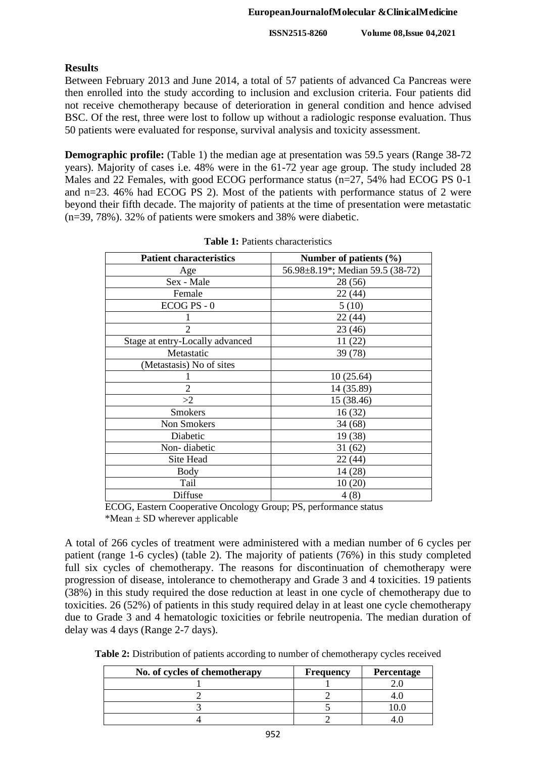**Results**

Between February 2013 and June 2014, a total of 57 patients of advanced Ca Pancreas were then enrolled into the study according to inclusion and exclusion criteria. Four patients did not receive chemotherapy because of deterioration in general condition and hence advised BSC. Of the rest, three were lost to follow up without a radiologic response evaluation. Thus 50 patients were evaluated for response, survival analysis and toxicity assessment.

**Demographic profile:** (Table 1) the median age at presentation was 59.5 years (Range 38-72 years). Majority of cases i.e. 48% were in the 61-72 year age group. The study included 28 Males and 22 Females, with good ECOG performance status (n=27, 54% had ECOG PS 0-1 and n=23. 46% had ECOG PS 2). Most of the patients with performance status of 2 were beyond their fifth decade. The majority of patients at the time of presentation were metastatic (n=39, 78%). 32% of patients were smokers and 38% were diabetic.

**Table 1:** Patients characteristics

| Patient characteristics | Number of patients (%) |
|---|---|
| Age | 56.98±8.19*; Median 59.5 (38-72) |
| Sex - Male | 28 (56) |
| Female | 22 (44) |
| ECOG PS - 0 | 5 (10) |
| 1 | 22 (44) |
| 2 | 23 (46) |
| Stage at entry-Locally advanced | 11 (22) |
| Metastatic | 39 (78) |
| (Metastasis) No of sites | |
| 1 | 10 (25.64) |
| 2 | 14 (35.89) |
| >2 | 15 (38.46) |
| Smokers | 16 (32) |
| Non Smokers | 34 (68) |
| Diabetic | 19 (38) |
| Non- diabetic | 31 (62) |
| Site Head | 22 (44) |
| Body | 14 (28) |
| Tail | 10 (20) |
| Diffuse | 4 (8) |

ECOG, Eastern Cooperative Oncology Group; PS, performance status
*Mean ± SD wherever applicable

A total of 266 cycles of treatment were administered with a median number of 6 cycles per patient (range 1-6 cycles) (table 2). The majority of patients (76%) in this study completed full six cycles of chemotherapy. The reasons for discontinuation of chemotherapy were progression of disease, intolerance to chemotherapy and Grade 3 and 4 toxicities. 19 patients (38%) in this study required the dose reduction at least in one cycle of chemotherapy due to toxicities. 26 (52%) of patients in this study required delay in at least one cycle chemotherapy due to Grade 3 and 4 hematologic toxicities or febrile neutropenia. The median duration of delay was 4 days (Range 2-7 days).

**Table 2:** Distribution of patients according to number of chemotherapy cycles received

| No. of cycles of chemotherapy | Frequency | Percentage |
|---|---|---|
| 1 | 1 | 2.0 |
| 2 | 2 | 4.0 |
| 3 | 5 | 10.0 |
| 4 | 2 | 4.0 |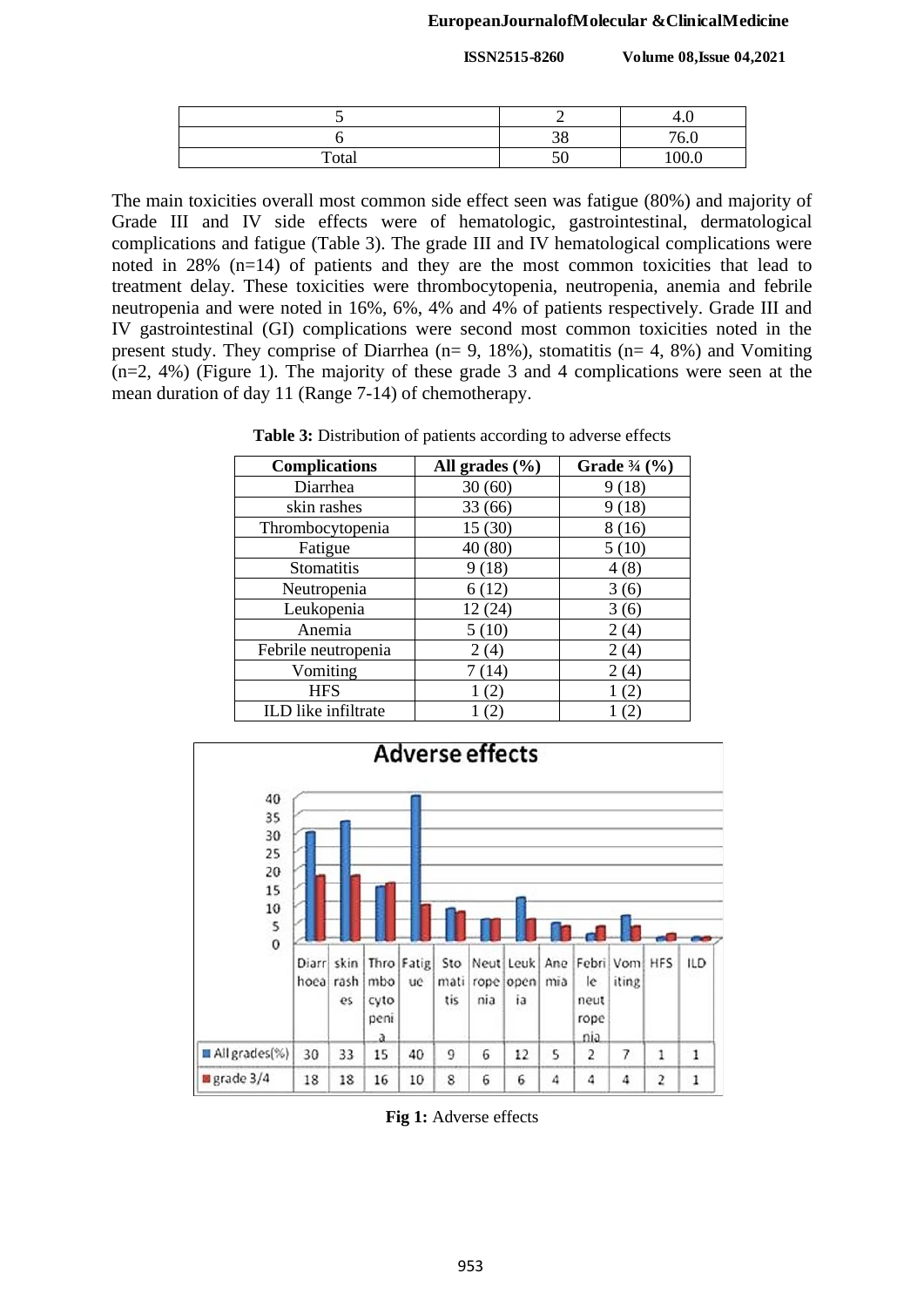| 5 | 2 | 4.0 |
|---|---|---|
| 6 | 38 | 76.0 |
| Total | 50 | 100.0 |

The main toxicities overall most common side effect seen was fatigue (80%) and majority of Grade III and IV side effects were of hematologic, gastrointestinal, dermatological complications and fatigue (Table 3). The grade III and IV hematological complications were noted in 28% (n=14) of patients and they are the most common toxicities that lead to treatment delay. These toxicities were thrombocytopenia, neutropenia, anemia and febrile neutropenia and were noted in 16%, 6%, 4% and 4% of patients respectively. Grade III and IV gastrointestinal (GI) complications were second most common toxicities noted in the present study. They comprise of Diarrhea (n= 9, 18%), stomatitis (n= 4, 8%) and Vomiting (n=2, 4%) (Figure 1). The majority of these grade 3 and 4 complications were seen at the mean duration of day 11 (Range 7-14) of chemotherapy.

**Table 3:** Distribution of patients according to adverse effects

| Complications | All grades (%) | Grade ¾ (%) |
|---|---|---|
| Diarrhea | 30 (60) | 9 (18) |
| skin rashes | 33 (66) | 9 (18) |
| Thrombocytopenia | 15 (30) | 8 (16) |
| Fatigue | 40 (80) | 5 (10) |
| Stomatitis | 9 (18) | 4 (8) |
| Neutropenia | 6 (12) | 3 (6) |
| Leukopenia | 12 (24) | 3 (6) |
| Anemia | 5 (10) | 2 (4) |
| Febrile neutropenia | 2 (4) | 2 (4) |
| Vomiting | 7 (14) | 2 (4) |
| HFS | 1 (2) | 1 (2) |
| ILD like infiltrate | 1 (2) | 1 (2) |

**Adverse effects**

| | Diarrhoea | skin rashes | Thrombocytopenia | Fatigue | Stomatitis | Neutropenia | Leukopenia | Anemia | Febrile neutropenia | Vomiting | HFS | ILD |
|---|---|---|---|---|---|---|---|---|---|---|---|---|
| All grades(%) | 30 | 33 | 15 | 40 | 9 | 6 | 12 | 5 | 2 | 7 | 1 | 1 |
| grade 3/4 | 18 | 18 | 16 | 10 | 8 | 6 | 6 | 4 | 4 | 4 | 2 | 1 |

**Fig 1:** Adverse effects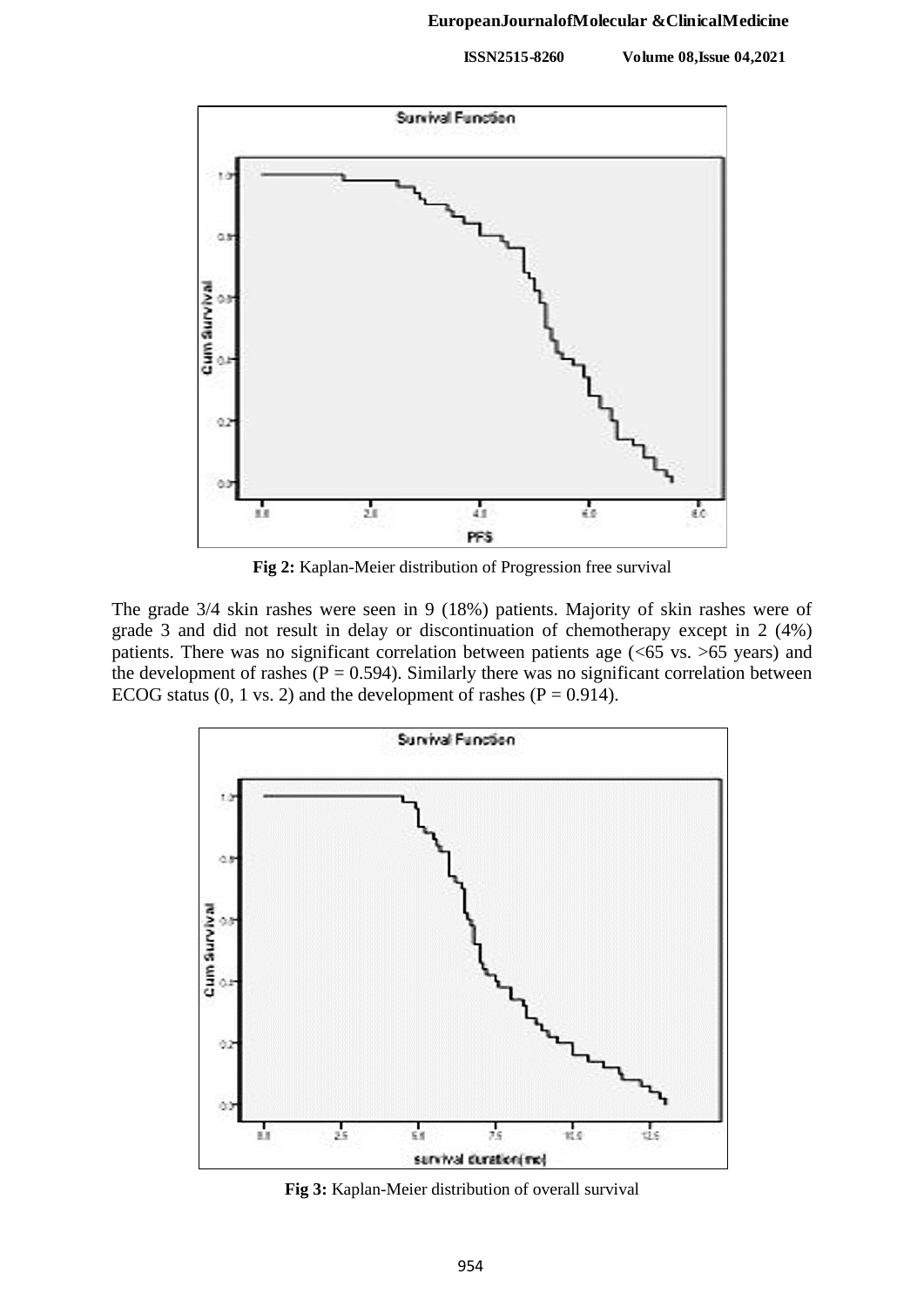**Fig 2:** Kaplan-Meier distribution of Progression free survival

The grade 3/4 skin rashes were seen in 9 (18%) patients. Majority of skin rashes were of grade 3 and did not result in delay or discontinuation of chemotherapy except in 2 (4%) patients. There was no significant correlation between patients age (<65 vs. >65 years) and the development of rashes (P = 0.594). Similarly there was no significant correlation between ECOG status (0, 1 vs. 2) and the development of rashes (P = 0.914).

**Fig 3:** Kaplan-Meier distribution of overall survival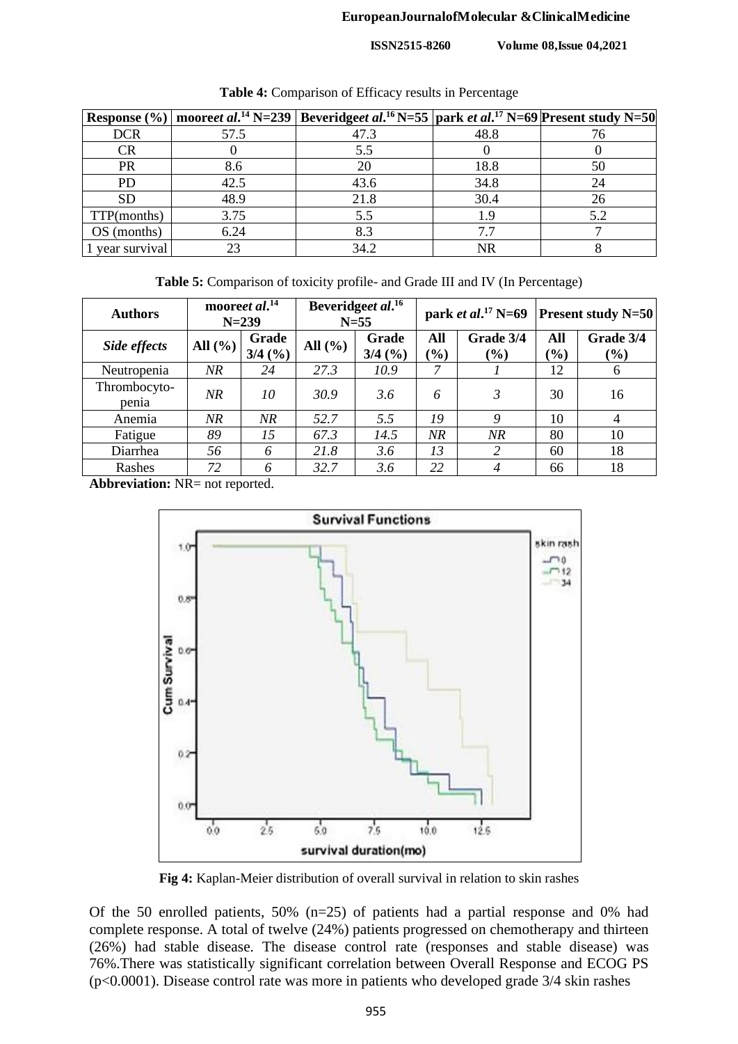**Table 4:** Comparison of Efficacy results in Percentage

| Response (%) | moore*et al.*[14] N=239 | Beveridge*et al.*[16] N=55 | park *et al.*[17] N=69 | Present study N=50 |
|---|---|---|---|---|
| DCR | 57.5 | 47.3 | 48.8 | 76 |
| CR | 0 | 5.5 | 0 | 0 |
| PR | 8.6 | 20 | 18.8 | 50 |
| PD | 42.5 | 43.6 | 34.8 | 24 |
| SD | 48.9 | 21.8 | 30.4 | 26 |
| TTP(months) | 3.75 | 5.5 | 1.9 | 5.2 |
| OS (months) | 6.24 | 8.3 | 7.7 | 7 |
| 1 year survival | 23 | 34.2 | NR | 8 |

**Table 5:** Comparison of toxicity profile- and Grade III and IV (In Percentage)

| Authors | moore*et al.*[14] N=239 | | Beveridge*et al.*[16] N=55 | | park *et al.*[17] N=69 | | Present study N=50 | |
|---|---|---|---|---|---|---|---|---|
| ***Side effects*** | **All (%)** | **Grade 3/4 (%)** | **All (%)** | **Grade 3/4 (%)** | **All (%)** | **Grade 3/4 (%)** | **All (%)** | **Grade 3/4 (%)** |
| Neutropenia | *NR* | *24* | *27.3* | *10.9* | *7* | *1* | 12 | 6 |
| Thrombocytopenia | *NR* | *10* | *30.9* | *3.6* | *6* | *3* | 30 | 16 |
| Anemia | *NR* | *NR* | *52.7* | *5.5* | *19* | *9* | 10 | 4 |
| Fatigue | *89* | *15* | *67.3* | *14.5* | *NR* | *NR* | 80 | 10 |
| Diarrhea | *56* | *6* | *21.8* | *3.6* | *13* | *2* | 60 | 18 |
| Rashes | *72* | *6* | *32.7* | *3.6* | *22* | *4* | 66 | 18 |

**Abbreviation:** NR= not reported.

**Fig 4:** Kaplan-Meier distribution of overall survival in relation to skin rashes

Of the 50 enrolled patients, 50% (n=25) of patients had a partial response and 0% had complete response. A total of twelve (24%) patients progressed on chemotherapy and thirteen (26%) had stable disease. The disease control rate (responses and stable disease) was 76%.There was statistically significant correlation between Overall Response and ECOG PS ($p<0.0001$). Disease control rate was more in patients who developed grade 3/4 skin rashes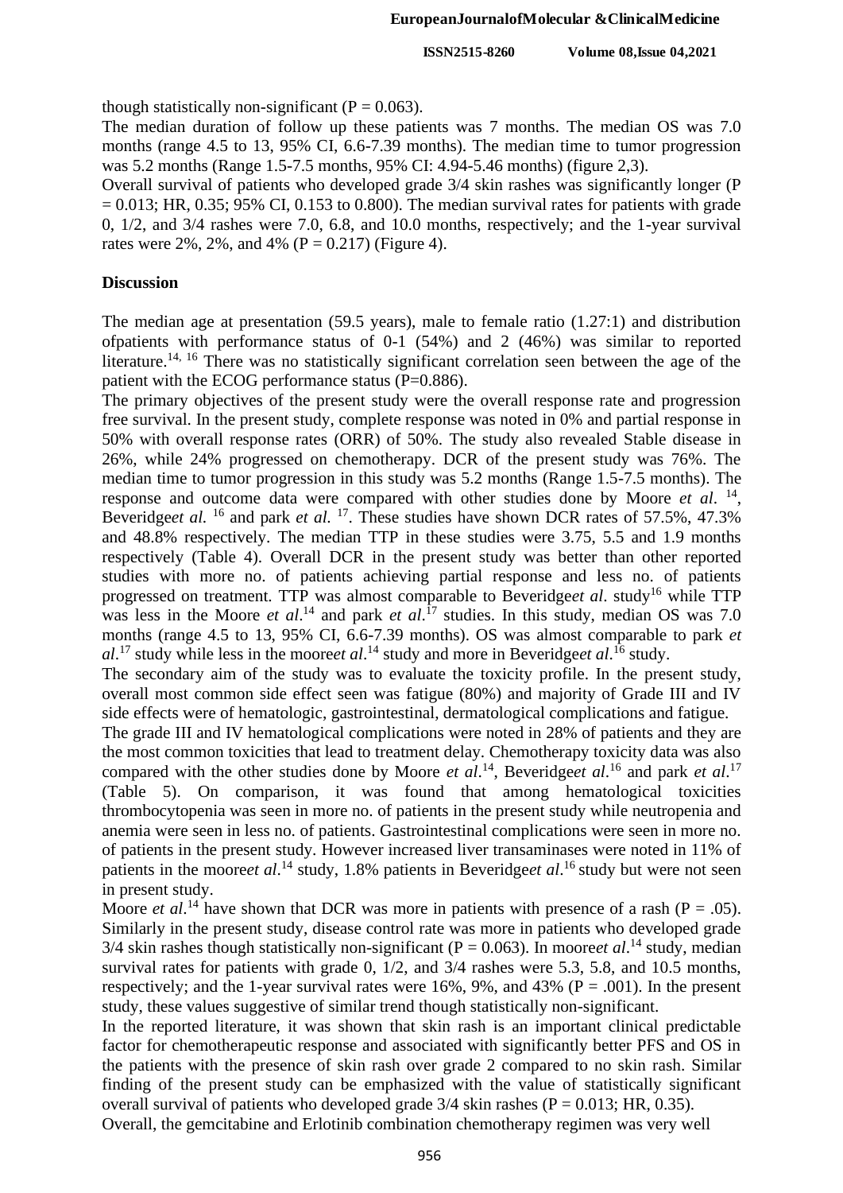though statistically non-significant (P = 0.063).

The median duration of follow up these patients was 7 months. The median OS was 7.0 months (range 4.5 to 13, 95% CI, 6.6-7.39 months). The median time to tumor progression was 5.2 months (Range 1.5-7.5 months, 95% CI: 4.94-5.46 months) (figure 2,3).

Overall survival of patients who developed grade 3/4 skin rashes was significantly longer (P = 0.013; HR, 0.35; 95% CI, 0.153 to 0.800). The median survival rates for patients with grade 0, 1/2, and 3/4 rashes were 7.0, 6.8, and 10.0 months, respectively; and the 1-year survival rates were 2%, 2%, and 4% (P = 0.217) (Figure 4).

## Discussion

The median age at presentation (59.5 years), male to female ratio (1.27:1) and distribution ofpatients with performance status of 0-1 (54%) and 2 (46%) was similar to reported literature.[14, 16] There was no statistically significant correlation seen between the age of the patient with the ECOG performance status (P=0.886).

The primary objectives of the present study were the overall response rate and progression free survival. In the present study, complete response was noted in 0% and partial response in 50% with overall response rates (ORR) of 50%. The study also revealed Stable disease in 26%, while 24% progressed on chemotherapy. DCR of the present study was 76%. The median time to tumor progression in this study was 5.2 months (Range 1.5-7.5 months). The response and outcome data were compared with other studies done by Moore *et al.* [14], Beveridge*et al.* [16] and park *et al.* [17]. These studies have shown DCR rates of 57.5%, 47.3% and 48.8% respectively. The median TTP in these studies were 3.75, 5.5 and 1.9 months respectively (Table 4). Overall DCR in the present study was better than other reported studies with more no. of patients achieving partial response and less no. of patients progressed on treatment. TTP was almost comparable to Beveridge*et al*. study[16] while TTP was less in the Moore *et al*.[14] and park *et al*.[17] studies. In this study, median OS was 7.0 months (range 4.5 to 13, 95% CI, 6.6-7.39 months). OS was almost comparable to park *et al*.[17] study while less in the moore*et al*.[14] study and more in Beveridge*et al*.[16] study.

The secondary aim of the study was to evaluate the toxicity profile. In the present study, overall most common side effect seen was fatigue (80%) and majority of Grade III and IV side effects were of hematologic, gastrointestinal, dermatological complications and fatigue.

The grade III and IV hematological complications were noted in 28% of patients and they are the most common toxicities that lead to treatment delay. Chemotherapy toxicity data was also compared with the other studies done by Moore *et al*.[14], Beveridge*et al*.[16] and park *et al*.[17] (Table 5). On comparison, it was found that among hematological toxicities thrombocytopenia was seen in more no. of patients in the present study while neutropenia and anemia were seen in less no. of patients. Gastrointestinal complications were seen in more no. of patients in the present study. However increased liver transaminases were noted in 11% of patients in the moore*et al*.[14] study, 1.8% patients in Beveridge*et al*.[16] study but were not seen in present study.

Moore *et al*.[14] have shown that DCR was more in patients with presence of a rash (P = .05). Similarly in the present study, disease control rate was more in patients who developed grade 3/4 skin rashes though statistically non-significant (P = 0.063). In moore*et al*.[14] study, median survival rates for patients with grade 0, 1/2, and 3/4 rashes were 5.3, 5.8, and 10.5 months, respectively; and the 1-year survival rates were 16%, 9%, and 43% (P = .001). In the present study, these values suggestive of similar trend though statistically non-significant.

In the reported literature, it was shown that skin rash is an important clinical predictable factor for chemotherapeutic response and associated with significantly better PFS and OS in the patients with the presence of skin rash over grade 2 compared to no skin rash. Similar finding of the present study can be emphasized with the value of statistically significant overall survival of patients who developed grade 3/4 skin rashes (P = 0.013; HR, 0.35).

Overall, the gemcitabine and Erlotinib combination chemotherapy regimen was very well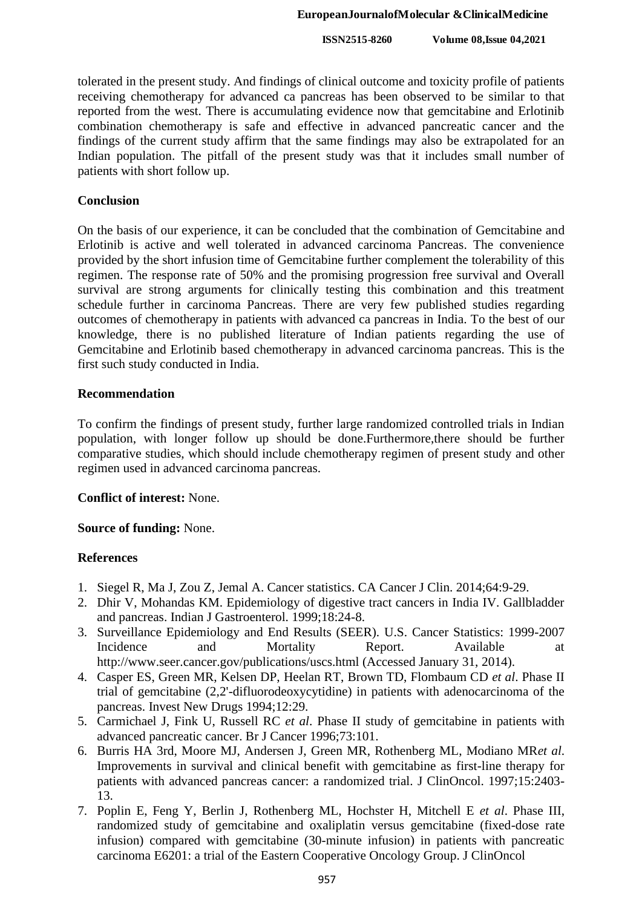tolerated in the present study. And findings of clinical outcome and toxicity profile of patients receiving chemotherapy for advanced ca pancreas has been observed to be similar to that reported from the west. There is accumulating evidence now that gemcitabine and Erlotinib combination chemotherapy is safe and effective in advanced pancreatic cancer and the findings of the current study affirm that the same findings may also be extrapolated for an Indian population. The pitfall of the present study was that it includes small number of patients with short follow up.

## Conclusion

On the basis of our experience, it can be concluded that the combination of Gemcitabine and Erlotinib is active and well tolerated in advanced carcinoma Pancreas. The convenience provided by the short infusion time of Gemcitabine further complement the tolerability of this regimen. The response rate of 50% and the promising progression free survival and Overall survival are strong arguments for clinically testing this combination and this treatment schedule further in carcinoma Pancreas. There are very few published studies regarding outcomes of chemotherapy in patients with advanced ca pancreas in India. To the best of our knowledge, there is no published literature of Indian patients regarding the use of Gemcitabine and Erlotinib based chemotherapy in advanced carcinoma pancreas. This is the first such study conducted in India.

## Recommendation

To confirm the findings of present study, further large randomized controlled trials in Indian population, with longer follow up should be done.Furthermore,there should be further comparative studies, which should include chemotherapy regimen of present study and other regimen used in advanced carcinoma pancreas.

**Conflict of interest:** None.

**Source of funding:** None.

## References

1. Siegel R, Ma J, Zou Z, Jemal A. Cancer statistics. CA Cancer J Clin. 2014;64:9-29.
2. Dhir V, Mohandas KM. Epidemiology of digestive tract cancers in India IV. Gallbladder and pancreas. Indian J Gastroenterol. 1999;18:24-8.
3. Surveillance Epidemiology and End Results (SEER). U.S. Cancer Statistics: 1999-2007 Incidence and Mortality Report. Available at http://www.seer.cancer.gov/publications/uscs.html (Accessed January 31, 2014).
4. Casper ES, Green MR, Kelsen DP, Heelan RT, Brown TD, Flombaum CD *et al*. Phase II trial of gemcitabine (2,2'-difluorodeoxycytidine) in patients with adenocarcinoma of the pancreas. Invest New Drugs 1994;12:29.
5. Carmichael J, Fink U, Russell RC *et al*. Phase II study of gemcitabine in patients with advanced pancreatic cancer. Br J Cancer 1996;73:101.
6. Burris HA 3rd, Moore MJ, Andersen J, Green MR, Rothenberg ML, Modiano MR*et al*. Improvements in survival and clinical benefit with gemcitabine as first-line therapy for patients with advanced pancreas cancer: a randomized trial. J ClinOncol. 1997;15:2403-13.
7. Poplin E, Feng Y, Berlin J, Rothenberg ML, Hochster H, Mitchell E *et al*. Phase III, randomized study of gemcitabine and oxaliplatin versus gemcitabine (fixed-dose rate infusion) compared with gemcitabine (30-minute infusion) in patients with pancreatic carcinoma E6201: a trial of the Eastern Cooperative Oncology Group. J ClinOncol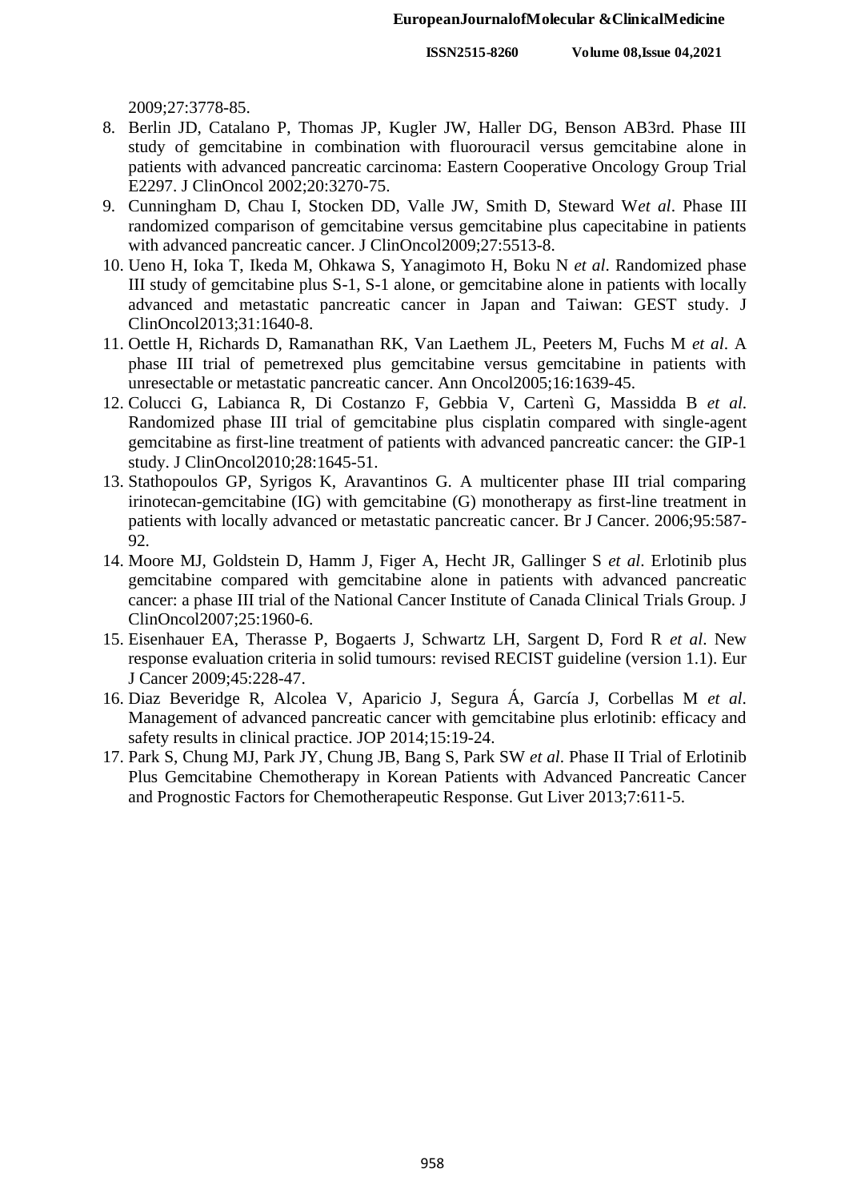2009;27:3778-85.

8. Berlin JD, Catalano P, Thomas JP, Kugler JW, Haller DG, Benson AB3rd. Phase III study of gemcitabine in combination with fluorouracil versus gemcitabine alone in patients with advanced pancreatic carcinoma: Eastern Cooperative Oncology Group Trial E2297. J ClinOncol 2002;20:3270-75.
9. Cunningham D, Chau I, Stocken DD, Valle JW, Smith D, Steward W*et al*. Phase III randomized comparison of gemcitabine versus gemcitabine plus capecitabine in patients with advanced pancreatic cancer. J ClinOncol2009;27:5513-8.
10. Ueno H, Ioka T, Ikeda M, Ohkawa S, Yanagimoto H, Boku N *et al*. Randomized phase III study of gemcitabine plus S-1, S-1 alone, or gemcitabine alone in patients with locally advanced and metastatic pancreatic cancer in Japan and Taiwan: GEST study. J ClinOncol2013;31:1640-8.
11. Oettle H, Richards D, Ramanathan RK, Van Laethem JL, Peeters M, Fuchs M *et al*. A phase III trial of pemetrexed plus gemcitabine versus gemcitabine in patients with unresectable or metastatic pancreatic cancer. Ann Oncol2005;16:1639-45.
12. Colucci G, Labianca R, Di Costanzo F, Gebbia V, Cartenì G, Massidda B *et al*. Randomized phase III trial of gemcitabine plus cisplatin compared with single-agent gemcitabine as first-line treatment of patients with advanced pancreatic cancer: the GIP-1 study. J ClinOncol2010;28:1645-51.
13. Stathopoulos GP, Syrigos K, Aravantinos G. A multicenter phase III trial comparing irinotecan-gemcitabine (IG) with gemcitabine (G) monotherapy as first-line treatment in patients with locally advanced or metastatic pancreatic cancer. Br J Cancer. 2006;95:587-92.
14. Moore MJ, Goldstein D, Hamm J, Figer A, Hecht JR, Gallinger S *et al*. Erlotinib plus gemcitabine compared with gemcitabine alone in patients with advanced pancreatic cancer: a phase III trial of the National Cancer Institute of Canada Clinical Trials Group. J ClinOncol2007;25:1960-6.
15. Eisenhauer EA, Therasse P, Bogaerts J, Schwartz LH, Sargent D, Ford R *et al*. New response evaluation criteria in solid tumours: revised RECIST guideline (version 1.1). Eur J Cancer 2009;45:228-47.
16. Diaz Beveridge R, Alcolea V, Aparicio J, Segura Á, García J, Corbellas M *et al*. Management of advanced pancreatic cancer with gemcitabine plus erlotinib: efficacy and safety results in clinical practice. JOP 2014;15:19-24.
17. Park S, Chung MJ, Park JY, Chung JB, Bang S, Park SW *et al*. Phase II Trial of Erlotinib Plus Gemcitabine Chemotherapy in Korean Patients with Advanced Pancreatic Cancer and Prognostic Factors for Chemotherapeutic Response. Gut Liver 2013;7:611-5.